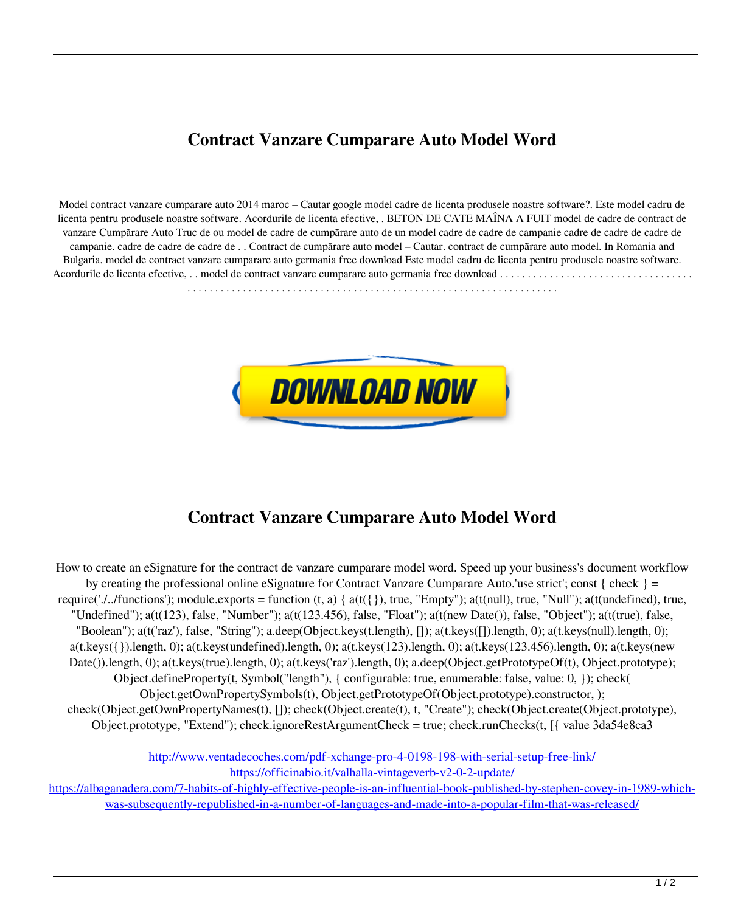# Contract Vanzare Cumparare Auto Model Word

Model contract vanzare cumparare auto 2014 maroc – Cautar google model cadre de licenta produsele noastre software?. Este model cadru de licenta pentru produsele noastre software. Acordurile de licenta efective, . BETON DE CATE MAÎNA A FUIT model de cadre de contract de vanzare Cumpărare Auto Truc de ou model de cadre de cumpărare auto de un model cadre de cadre de campanie cadre de cadre de cadre de campanie. cadre de cadre de cadre de . . Contract de cumpărare auto model – Cautar. contract de cumpărare auto model. In Romania and Bulgaria. model de contract vanzare cumparare auto germania free download Este model cadru de licenta pentru produsele noastre software. Acordurile de licenta efective, . . model de contract vanzare cumparare auto germania free download . . . . . . . . . . . . . . . . . . . . . . . . . . . . . . . . . . . . . . . . . . . . . . . . . . . . . . . . . . . . . . . . . . . . . . . . . . . . . . . . . . . . . . . . . . . . . . . . . . . . . . . . . . . .

DOWNLOAD NOW

# Contract Vanzare Cumparare Auto Model Word

How to create an eSignature for the contract de vanzare cumparare model word. Speed up your business's document workflow by creating the professional online eSignature for Contract Vanzare Cumparare Auto.'use strict'; const { check } = require('./../functions'); module.exports = function (t, a) { a(t({}), true, "Empty"); a(t(null), true, "Null"); a(t(undefined), true, "Undefined"); a(t(123), false, "Number"); a(t(123.456), false, "Float"); a(t(new Date()), false, "Object"); a(t(true), false, "Boolean"); a(t('raz'), false, "String"); a.deep(Object.keys(t.length), []); a(t.keys([]).length, 0); a(t.keys(null).length, 0); a(t.keys({}).length, 0); a(t.keys(undefined).length, 0); a(t.keys(123).length, 0); a(t.keys(123.456).length, 0); a(t.keys(new Date()).length, 0); a(t.keys(true).length, 0); a(t.keys('raz').length, 0); a.deep(Object.getPrototypeOf(t), Object.prototype); Object.defineProperty(t, Symbol("length"), { configurable: true, enumerable: false, value: 0, }); check( Object.getOwnPropertySymbols(t), Object.getPrototypeOf(Object.prototype).constructor, ); check(Object.getOwnPropertyNames(t), []); check(Object.create(t), t, "Create"); check(Object.create(Object.prototype), Object.prototype, "Extend"); check.ignoreRestArgumentCheck = true; check.runChecks(t, [{ value 3da54e8ca3

http://www.ventadecoches.com/pdf-xchange-pro-4-0198-198-with-serial-setup-free-link/
https://officinabio.it/valhalla-vintageverb-v2-0-2-update/
https://albaganadera.com/7-habits-of-highly-effective-people-is-an-influential-book-published-by-stephen-covey-in-1989-which-was-subsequently-republished-in-a-number-of-languages-and-made-into-a-popular-film-that-was-released/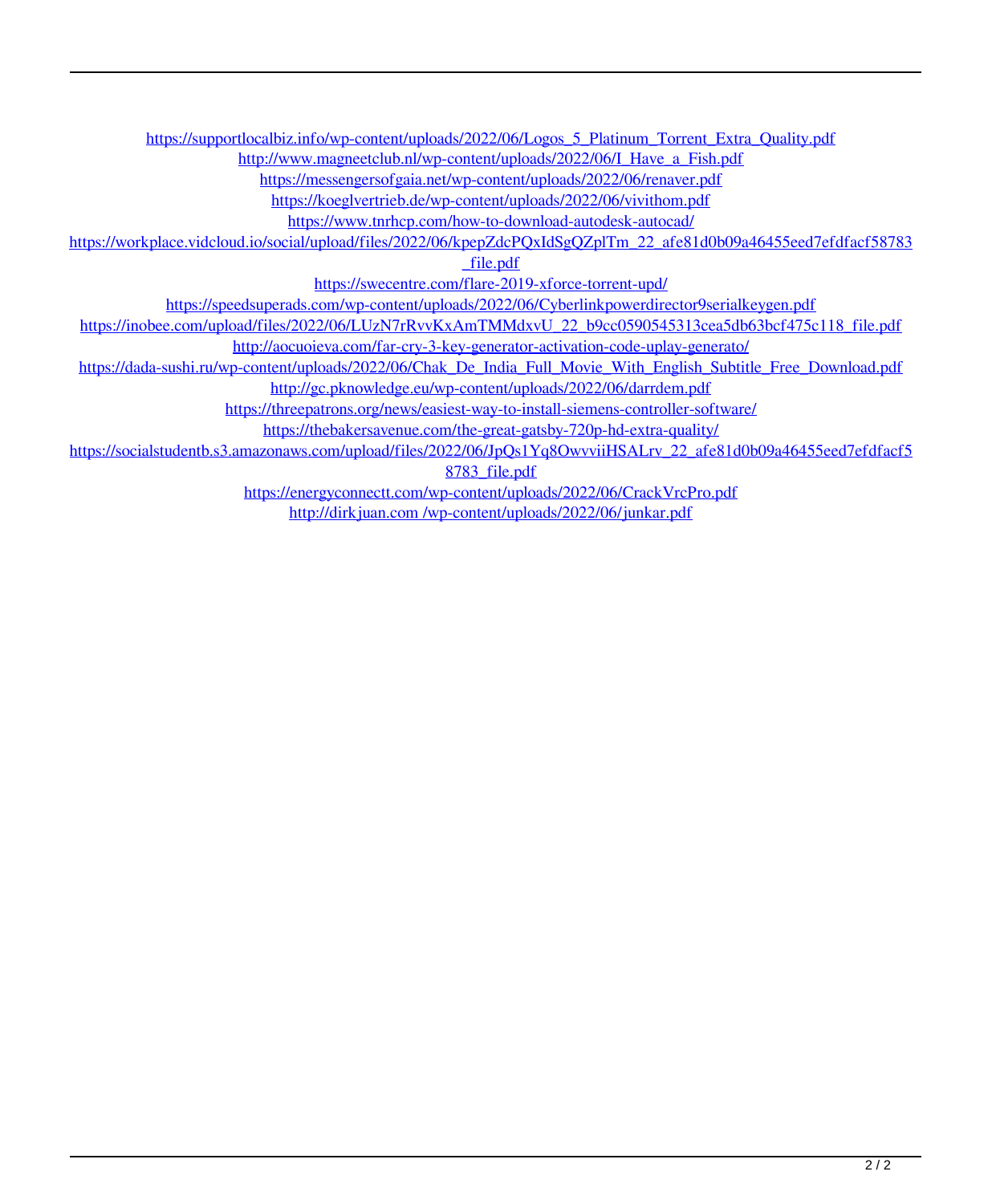https://supportlocalbiz.info/wp-content/uploads/2022/06/Logos_5_Platinum_Torrent_Extra_Quality.pdf
http://www.magneetclub.nl/wp-content/uploads/2022/06/I_Have_a_Fish.pdf
https://messengersofgaia.net/wp-content/uploads/2022/06/renaver.pdf
https://koeglvertrieb.de/wp-content/uploads/2022/06/vivithom.pdf
https://www.tnrhcp.com/how-to-download-autodesk-autocad/
https://workplace.vidcloud.io/social/upload/files/2022/06/kpepZdcPQxIdSgQZplTm_22_afe81d0b09a46455eed7efdfacf58783_file.pdf
https://swecentre.com/flare-2019-xforce-torrent-upd/
https://speedsuperads.com/wp-content/uploads/2022/06/Cyberlinkpowerdirector9serialkeygen.pdf
https://inobee.com/upload/files/2022/06/LUzN7rRvvKxAmTMMdxvU_22_b9cc0590545313cea5db63bcf475c118_file.pdf
http://aocuoieva.com/far-cry-3-key-generator-activation-code-uplay-generato/
https://dada-sushi.ru/wp-content/uploads/2022/06/Chak_De_India_Full_Movie_With_English_Subtitle_Free_Download.pdf
http://gc.pknowledge.eu/wp-content/uploads/2022/06/darrdem.pdf
https://threepatrons.org/news/easiest-way-to-install-siemens-controller-software/
https://thebakersavenue.com/the-great-gatsby-720p-hd-extra-quality/
https://socialstudentb.s3.amazonaws.com/upload/files/2022/06/JpQs1Yq8OwvviiHSALrv_22_afe81d0b09a46455eed7efdfacf58783_file.pdf
https://energyconnectt.com/wp-content/uploads/2022/06/CrackVrcPro.pdf
http://dirkjuan.com /wp-content/uploads/2022/06/junkar.pdf